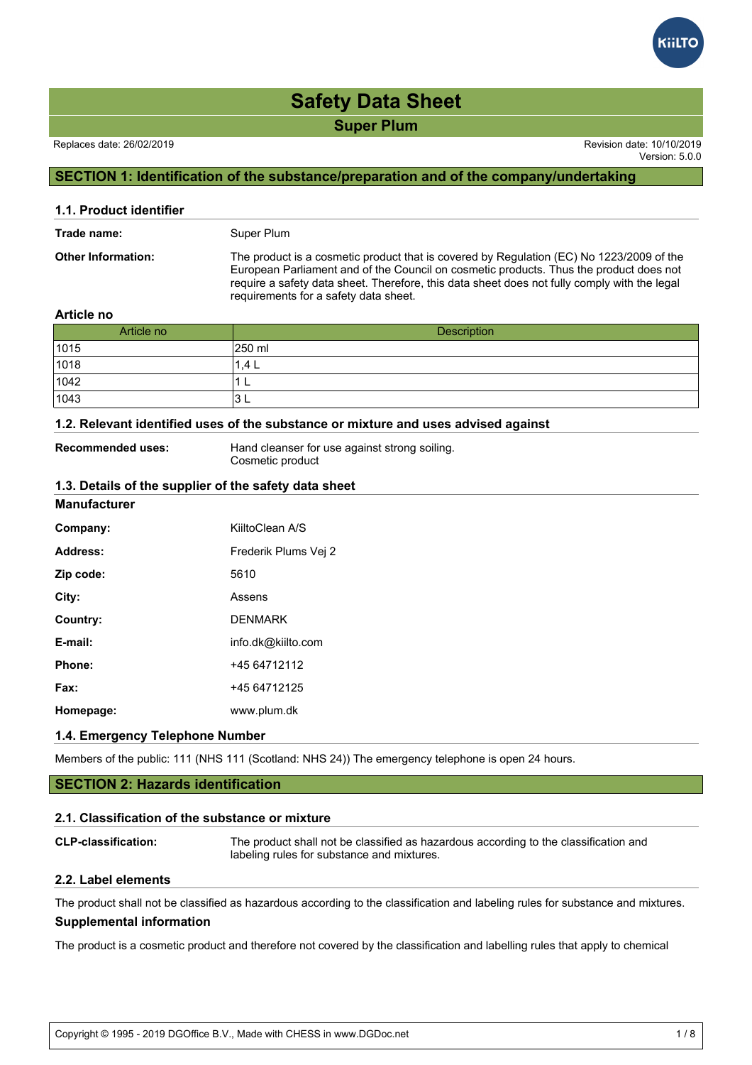# Safety Data Sheet

## Super Plum

Replaces date: 26/02/2019

Revision date: 10/10/2019
Version: 5.0.0

## SECTION 1: Identification of the substance/preparation and of the company/undertaking

### 1.1. Product identifier

**Trade name:** Super Plum

**Other Information:** The product is a cosmetic product that is covered by Regulation (EC) No 1223/2009 of the European Parliament and of the Council on cosmetic products. Thus the product does not require a safety data sheet. Therefore, this data sheet does not fully comply with the legal requirements for a safety data sheet.

**Article no**

| Article no | Description |
|---|---|
| 1015 | 250 ml |
| 1018 | 1,4 L |
| 1042 | 1 L |
| 1043 | 3 L |

### 1.2. Relevant identified uses of the substance or mixture and uses advised against

**Recommended uses:** Hand cleanser for use against strong soiling.
Cosmetic product

### 1.3. Details of the supplier of the safety data sheet

**Manufacturer**

**Company:** KiiltoClean A/S

**Address:** Frederik Plums Vej 2

**Zip code:** 5610

**City:** Assens

**Country:** DENMARK

**E-mail:** info.dk@kiilto.com

**Phone:** +45 64712112

**Fax:** +45 64712125

**Homepage:** www.plum.dk

### 1.4. Emergency Telephone Number

Members of the public: 111 (NHS 111 (Scotland: NHS 24)) The emergency telephone is open 24 hours.

## SECTION 2: Hazards identification

### 2.1. Classification of the substance or mixture

**CLP-classification:** The product shall not be classified as hazardous according to the classification and labeling rules for substance and mixtures.

### 2.2. Label elements

The product shall not be classified as hazardous according to the classification and labeling rules for substance and mixtures.

**Supplemental information**

The product is a cosmetic product and therefore not covered by the classification and labelling rules that apply to chemical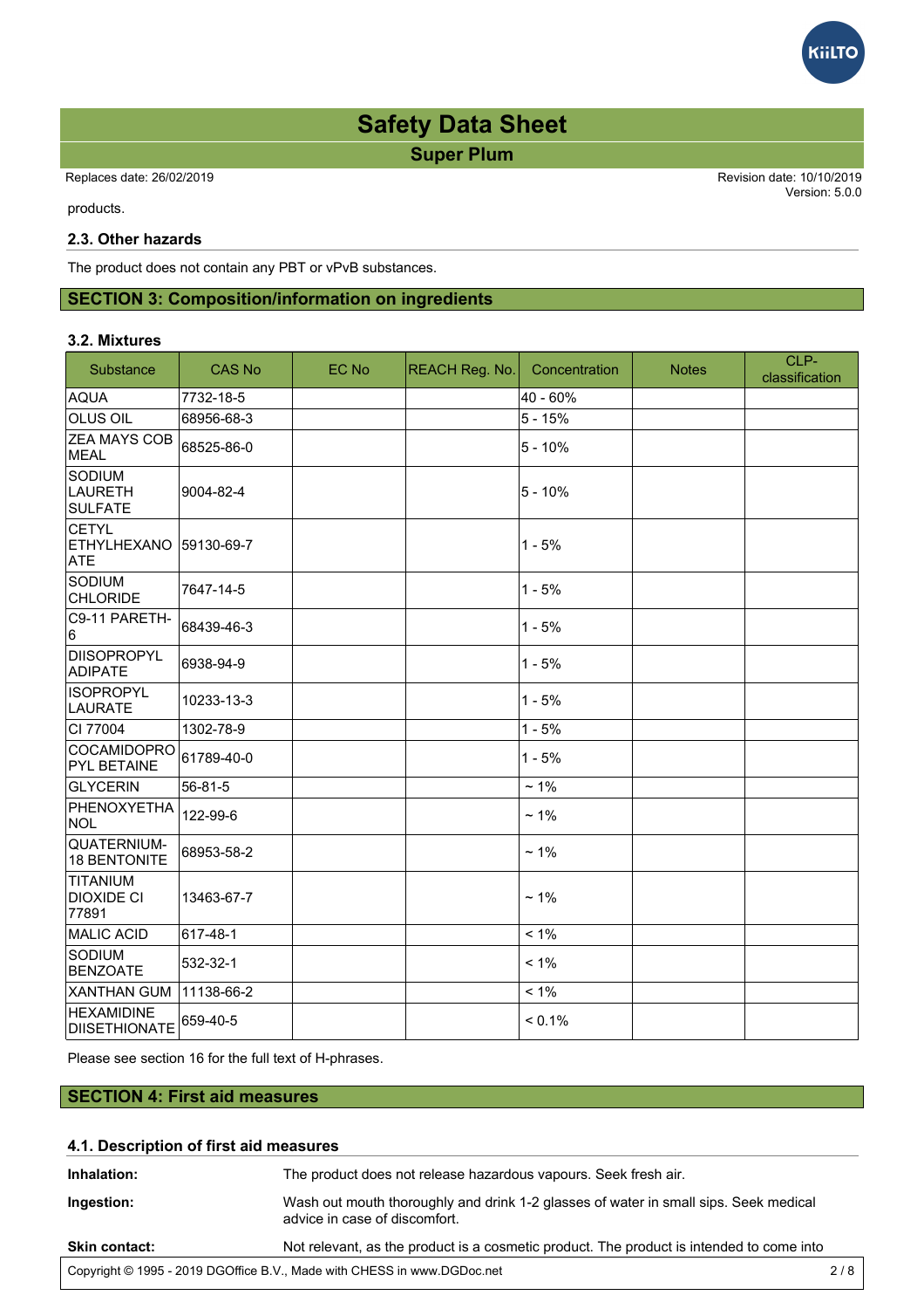products.

### 2.3. Other hazards

The product does not contain any PBT or vPvB substances.

## SECTION 3: Composition/information on ingredients

### 3.2. Mixtures

| Substance | CAS No | EC No | REACH Reg. No. | Concentration | Notes | CLP-classification |
|---|---|---|---|---|---|---|
| AQUA | 7732-18-5 | | | 40 - 60% | | |
| OLUS OIL | 68956-68-3 | | | 5 - 15% | | |
| ZEA MAYS COB MEAL | 68525-86-0 | | | 5 - 10% | | |
| SODIUM LAURETH SULFATE | 9004-82-4 | | | 5 - 10% | | |
| CETYL ETHYLHEXANOATE | 59130-69-7 | | | 1 - 5% | | |
| SODIUM CHLORIDE | 7647-14-5 | | | 1 - 5% | | |
| C9-11 PARETH-6 | 68439-46-3 | | | 1 - 5% | | |
| DIISOPROPYL ADIPATE | 6938-94-9 | | | 1 - 5% | | |
| ISOPROPYL LAURATE | 10233-13-3 | | | 1 - 5% | | |
| CI 77004 | 1302-78-9 | | | 1 - 5% | | |
| COCAMIDOPROPYL BETAINE | 61789-40-0 | | | 1 - 5% | | |
| GLYCERIN | 56-81-5 | | | ~ 1% | | |
| PHENOXYETHANOL | 122-99-6 | | | ~ 1% | | |
| QUATERNIUM-18 BENTONITE | 68953-58-2 | | | ~ 1% | | |
| TITANIUM DIOXIDE CI 77891 | 13463-67-7 | | | ~ 1% | | |
| MALIC ACID | 617-48-1 | | | < 1% | | |
| SODIUM BENZOATE | 532-32-1 | | | < 1% | | |
| XANTHAN GUM | 11138-66-2 | | | < 1% | | |
| HEXAMIDINE DIISETHIONATE | 659-40-5 | | | < 0.1% | | |

Please see section 16 for the full text of H-phrases.

## SECTION 4: First aid measures

### 4.1. Description of first aid measures

**Inhalation:** The product does not release hazardous vapours. Seek fresh air.

**Ingestion:** Wash out mouth thoroughly and drink 1-2 glasses of water in small sips. Seek medical advice in case of discomfort.

**Skin contact:** Not relevant, as the product is a cosmetic product. The product is intended to come into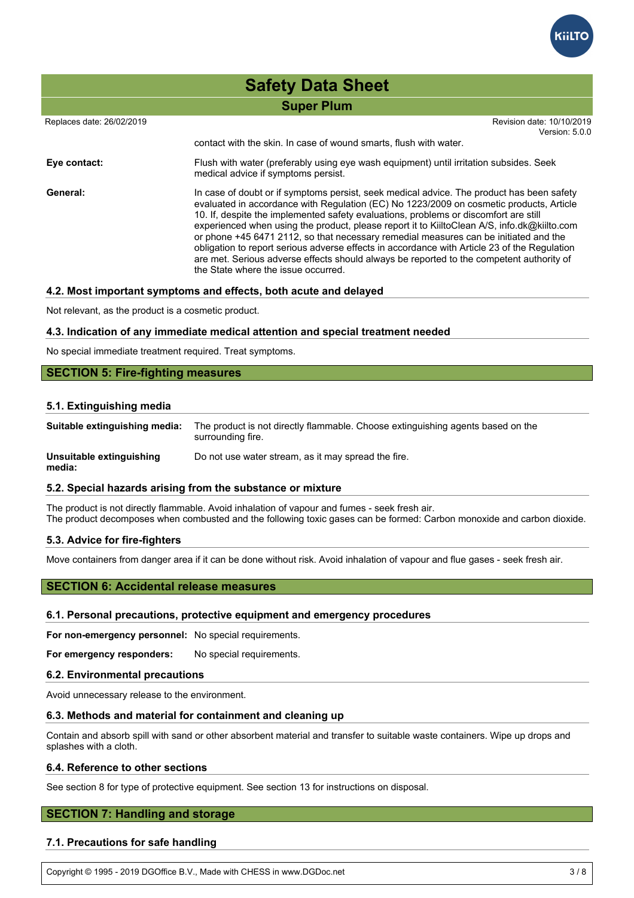contact with the skin. In case of wound smarts, flush with water.

**Eye contact:** Flush with water (preferably using eye wash equipment) until irritation subsides. Seek medical advice if symptoms persist.

**General:** In case of doubt or if symptoms persist, seek medical advice. The product has been safety evaluated in accordance with Regulation (EC) No 1223/2009 on cosmetic products, Article 10. If, despite the implemented safety evaluations, problems or discomfort are still experienced when using the product, please report it to KiiltoClean A/S, info.dk@kiilto.com or phone +45 6471 2112, so that necessary remedial measures can be initiated and the obligation to report serious adverse effects in accordance with Article 23 of the Regulation are met. Serious adverse effects should always be reported to the competent authority of the State where the issue occurred.

### 4.2. Most important symptoms and effects, both acute and delayed

Not relevant, as the product is a cosmetic product.

### 4.3. Indication of any immediate medical attention and special treatment needed

No special immediate treatment required. Treat symptoms.

## SECTION 5: Fire-fighting measures

### 5.1. Extinguishing media

**Suitable extinguishing media:** The product is not directly flammable. Choose extinguishing agents based on the surrounding fire.

**Unsuitable extinguishing media:** Do not use water stream, as it may spread the fire.

### 5.2. Special hazards arising from the substance or mixture

The product is not directly flammable. Avoid inhalation of vapour and fumes - seek fresh air.
The product decomposes when combusted and the following toxic gases can be formed: Carbon monoxide and carbon dioxide.

### 5.3. Advice for fire-fighters

Move containers from danger area if it can be done without risk. Avoid inhalation of vapour and flue gases - seek fresh air.

## SECTION 6: Accidental release measures

### 6.1. Personal precautions, protective equipment and emergency procedures

**For non-emergency personnel:** No special requirements.

**For emergency responders:** No special requirements.

### 6.2. Environmental precautions

Avoid unnecessary release to the environment.

### 6.3. Methods and material for containment and cleaning up

Contain and absorb spill with sand or other absorbent material and transfer to suitable waste containers. Wipe up drops and splashes with a cloth.

### 6.4. Reference to other sections

See section 8 for type of protective equipment. See section 13 for instructions on disposal.

## SECTION 7: Handling and storage

### 7.1. Precautions for safe handling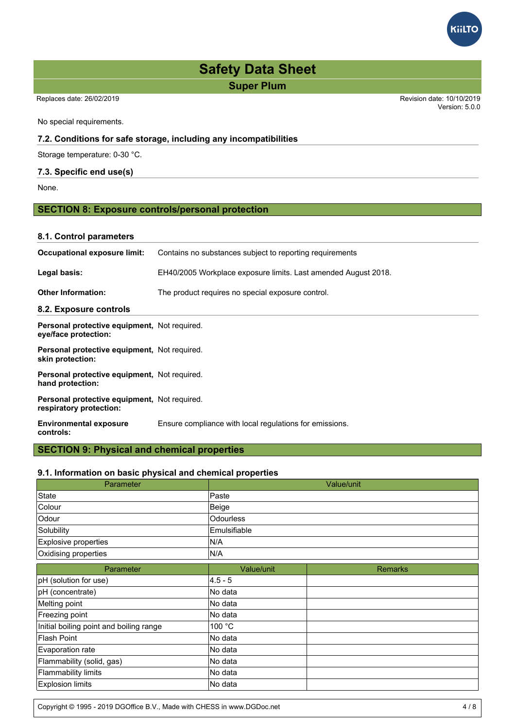No special requirements.

### 7.2. Conditions for safe storage, including any incompatibilities

Storage temperature: 0-30 °C.

### 7.3. Specific end use(s)

None.

## SECTION 8: Exposure controls/personal protection

### 8.1. Control parameters

**Occupational exposure limit:** Contains no substances subject to reporting requirements

**Legal basis:** EH40/2005 Workplace exposure limits. Last amended August 2018.

**Other Information:** The product requires no special exposure control.

### 8.2. Exposure controls

**Personal protective equipment, eye/face protection:** Not required.

**Personal protective equipment, skin protection:** Not required.

**Personal protective equipment, hand protection:** Not required.

**Personal protective equipment, respiratory protection:** Not required.

**Environmental exposure controls:** Ensure compliance with local regulations for emissions.

## SECTION 9: Physical and chemical properties

### 9.1. Information on basic physical and chemical properties

| Parameter | Value/unit |
|---|---|
| State | Paste |
| Colour | Beige |
| Odour | Odourless |
| Solubility | Emulsifiable |
| Explosive properties | N/A |
| Oxidising properties | N/A |

| Parameter | Value/unit | Remarks |
|---|---|---|
| pH (solution for use) | 4.5 - 5 | |
| pH (concentrate) | No data | |
| Melting point | No data | |
| Freezing point | No data | |
| Initial boiling point and boiling range | 100 °C | |
| Flash Point | No data | |
| Evaporation rate | No data | |
| Flammability (solid, gas) | No data | |
| Flammability limits | No data | |
| Explosion limits | No data | |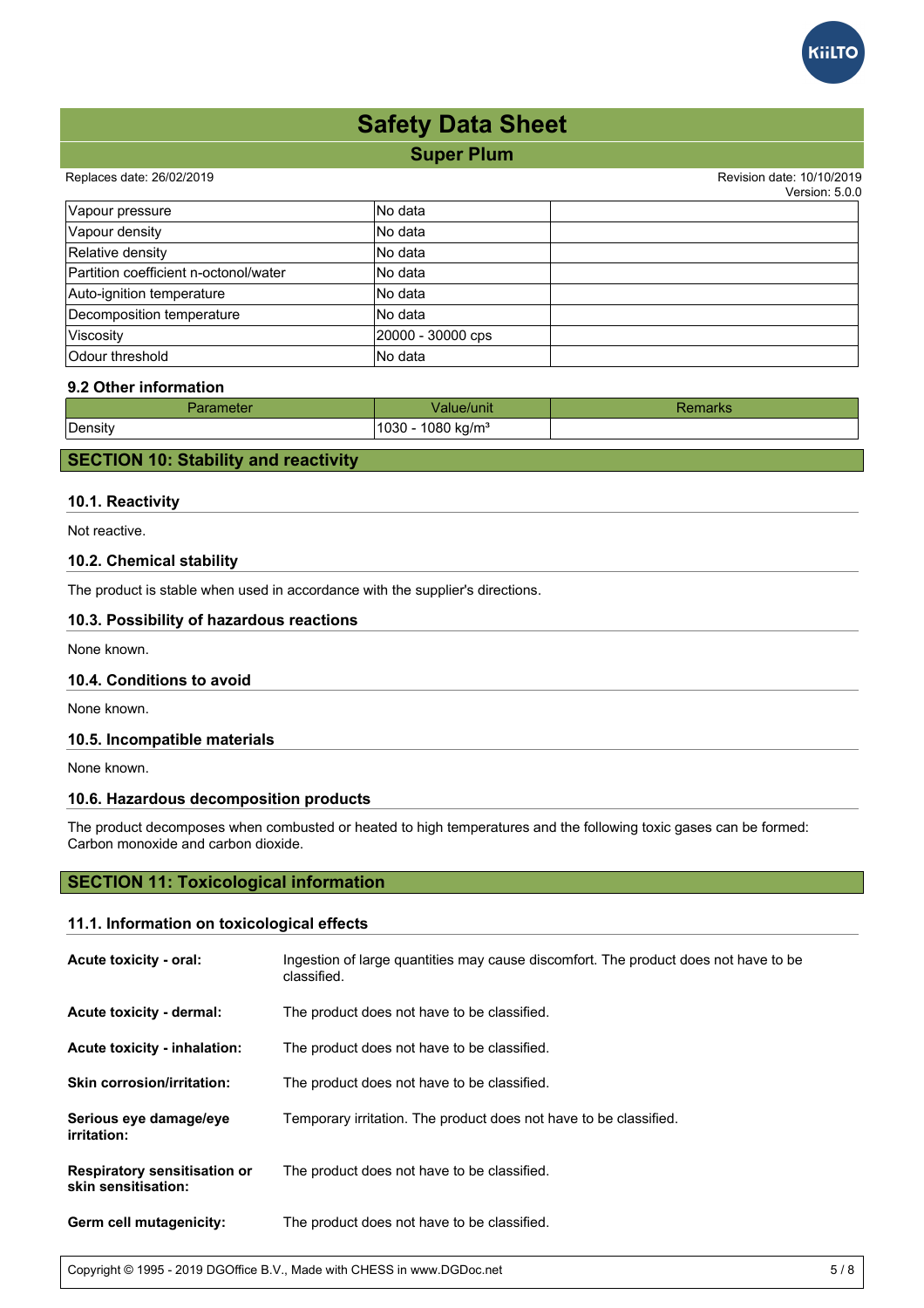| | | |
|---|---|---|
| Vapour pressure | No data | |
| Vapour density | No data | |
| Relative density | No data | |
| Partition coefficient n-octonol/water | No data | |
| Auto-ignition temperature | No data | |
| Decomposition temperature | No data | |
| Viscosity | 20000 - 30000 cps | |
| Odour threshold | No data | |

### 9.2 Other information

| Parameter | Value/unit | Remarks |
|---|---|---|
| Density | 1030 - 1080 kg/m³ | |

## SECTION 10: Stability and reactivity

### 10.1. Reactivity

Not reactive.

### 10.2. Chemical stability

The product is stable when used in accordance with the supplier's directions.

### 10.3. Possibility of hazardous reactions

None known.

### 10.4. Conditions to avoid

None known.

### 10.5. Incompatible materials

None known.

### 10.6. Hazardous decomposition products

The product decomposes when combusted or heated to high temperatures and the following toxic gases can be formed: Carbon monoxide and carbon dioxide.

## SECTION 11: Toxicological information

### 11.1. Information on toxicological effects

**Acute toxicity - oral:** Ingestion of large quantities may cause discomfort. The product does not have to be classified.

**Acute toxicity - dermal:** The product does not have to be classified.

**Acute toxicity - inhalation:** The product does not have to be classified.

**Skin corrosion/irritation:** The product does not have to be classified.

**Serious eye damage/eye irritation:** Temporary irritation. The product does not have to be classified.

**Respiratory sensitisation or skin sensitisation:** The product does not have to be classified.

**Germ cell mutagenicity:** The product does not have to be classified.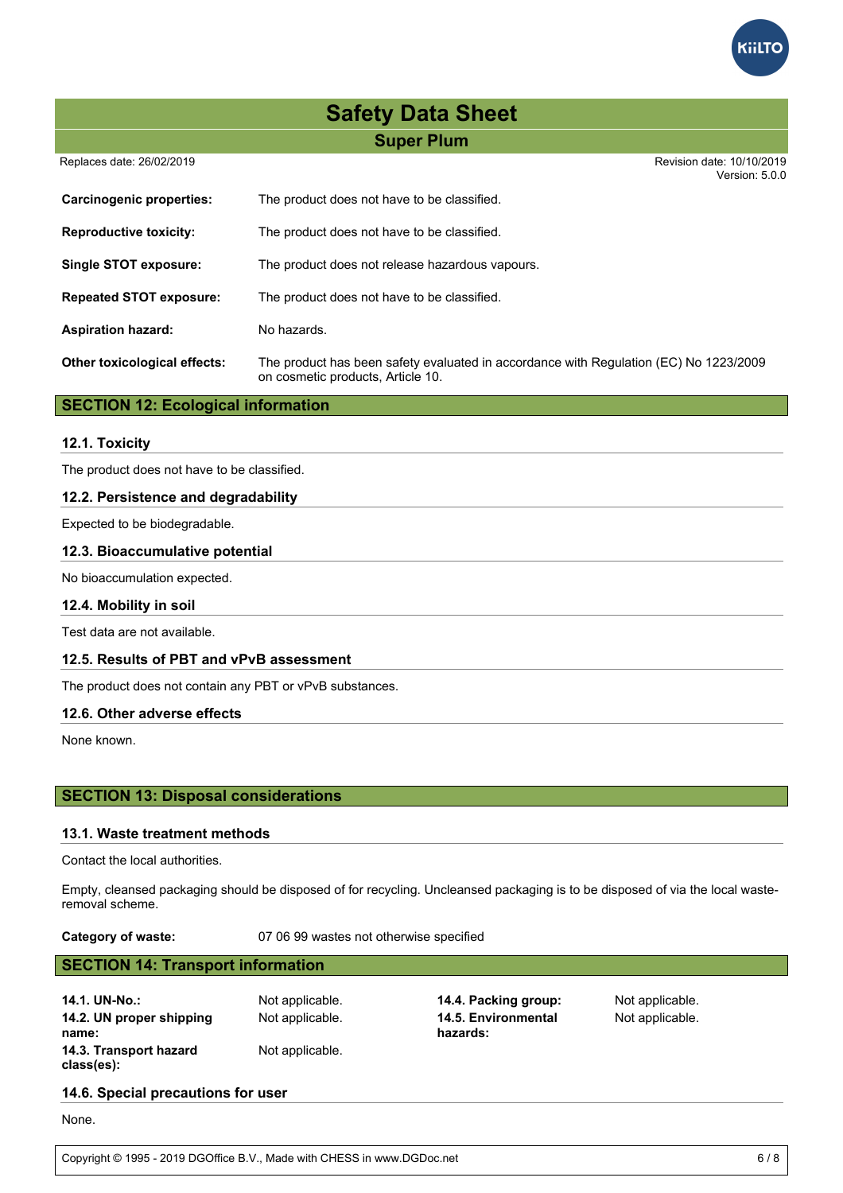**Carcinogenic properties:** The product does not have to be classified.

**Reproductive toxicity:** The product does not have to be classified.

**Single STOT exposure:** The product does not release hazardous vapours.

**Repeated STOT exposure:** The product does not have to be classified.

**Aspiration hazard:** No hazards.

**Other toxicological effects:** The product has been safety evaluated in accordance with Regulation (EC) No 1223/2009 on cosmetic products, Article 10.

## SECTION 12: Ecological information

### 12.1. Toxicity

The product does not have to be classified.

### 12.2. Persistence and degradability

Expected to be biodegradable.

### 12.3. Bioaccumulative potential

No bioaccumulation expected.

### 12.4. Mobility in soil

Test data are not available.

### 12.5. Results of PBT and vPvB assessment

The product does not contain any PBT or vPvB substances.

### 12.6. Other adverse effects

None known.

## SECTION 13: Disposal considerations

### 13.1. Waste treatment methods

Contact the local authorities.

Empty, cleansed packaging should be disposed of for recycling. Uncleansed packaging is to be disposed of via the local waste-removal scheme.

**Category of waste:** 07 06 99 wastes not otherwise specified

## SECTION 14: Transport information

**14.1. UN-No.:** Not applicable.

**14.2. UN proper shipping name:** Not applicable.

**14.3. Transport hazard class(es):** Not applicable.

**14.4. Packing group:** Not applicable.

**14.5. Environmental hazards:** Not applicable.

### 14.6. Special precautions for user

None.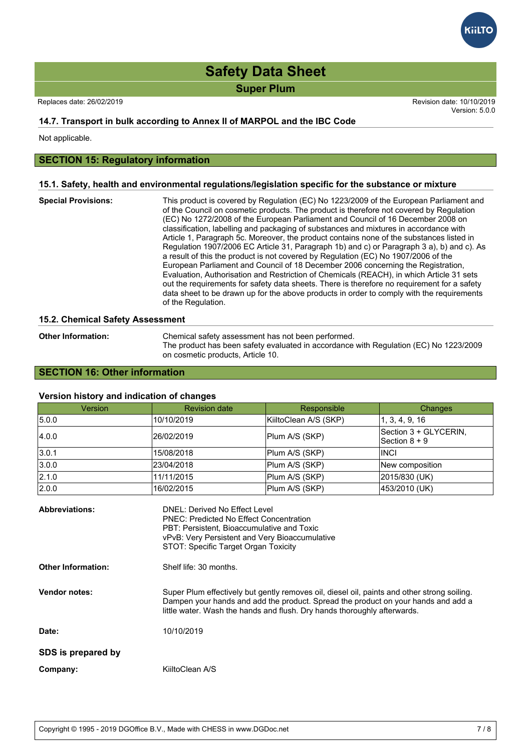### 14.7. Transport in bulk according to Annex II of MARPOL and the IBC Code

Not applicable.

## SECTION 15: Regulatory information

### 15.1. Safety, health and environmental regulations/legislation specific for the substance or mixture

**Special Provisions:** This product is covered by Regulation (EC) No 1223/2009 of the European Parliament and of the Council on cosmetic products. The product is therefore not covered by Regulation (EC) No 1272/2008 of the European Parliament and Council of 16 December 2008 on classification, labelling and packaging of substances and mixtures in accordance with Article 1, Paragraph 5c. Moreover, the product contains none of the substances listed in Regulation 1907/2006 EC Article 31, Paragraph 1b) and c) or Paragraph 3 a), b) and c). As a result of this the product is not covered by Regulation (EC) No 1907/2006 of the European Parliament and Council of 18 December 2006 concerning the Registration, Evaluation, Authorisation and Restriction of Chemicals (REACH), in which Article 31 sets out the requirements for safety data sheets. There is therefore no requirement for a safety data sheet to be drawn up for the above products in order to comply with the requirements of the Regulation.

### 15.2. Chemical Safety Assessment

**Other Information:** Chemical safety assessment has not been performed.
The product has been safety evaluated in accordance with Regulation (EC) No 1223/2009 on cosmetic products, Article 10.

## SECTION 16: Other information

### Version history and indication of changes

| Version | Revision date | Responsible | Changes |
|---|---|---|---|
| 5.0.0 | 10/10/2019 | KiiltoClean A/S (SKP) | 1, 3, 4, 9, 16 |
| 4.0.0 | 26/02/2019 | Plum A/S (SKP) | Section 3 + GLYCERIN, Section 8 + 9 |
| 3.0.1 | 15/08/2018 | Plum A/S (SKP) | INCI |
| 3.0.0 | 23/04/2018 | Plum A/S (SKP) | New composition |
| 2.1.0 | 11/11/2015 | Plum A/S (SKP) | 2015/830 (UK) |
| 2.0.0 | 16/02/2015 | Plum A/S (SKP) | 453/2010 (UK) |

**Abbreviations:**
DNEL: Derived No Effect Level
PNEC: Predicted No Effect Concentration
PBT: Persistent, Bioaccumulative and Toxic
vPvB: Very Persistent and Very Bioaccumulative
STOT: Specific Target Organ Toxicity

**Other Information:** Shelf life: 30 months.

**Vendor notes:** Super Plum effectively but gently removes oil, diesel oil, paints and other strong soiling. Dampen your hands and add the product. Spread the product on your hands and add a little water. Wash the hands and flush. Dry hands thoroughly afterwards.

**Date:** 10/10/2019

**SDS is prepared by**

**Company:** KiiltoClean A/S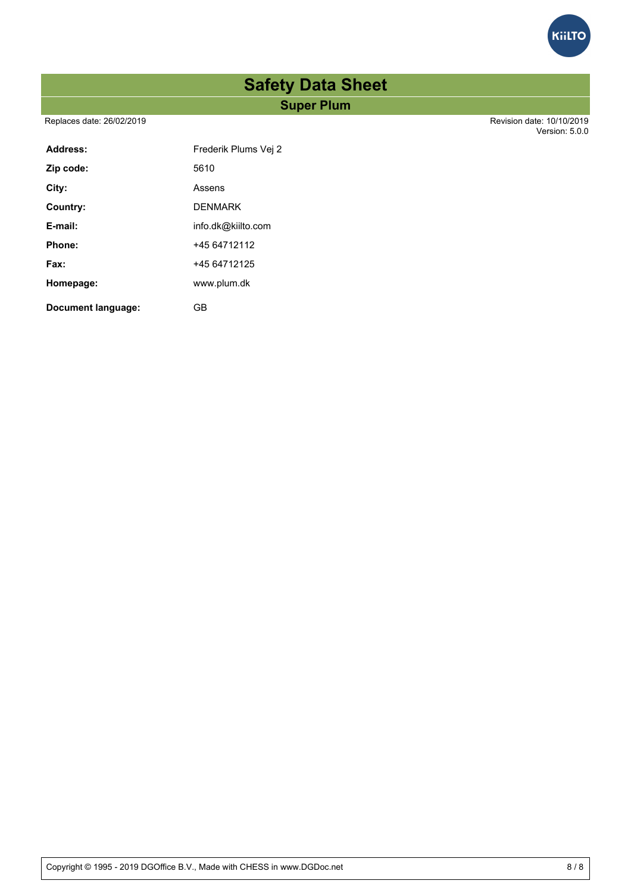# Safety Data Sheet

## Super Plum

Replaces date: 26/02/2019

Revision date: 10/10/2019
Version: 5.0.0

| | |
|---|---|
| **Address:** | Frederik Plums Vej 2 |
| **Zip code:** | 5610 |
| **City:** | Assens |
| **Country:** | DENMARK |
| **E-mail:** | info.dk@kiilto.com |
| **Phone:** | +45 64712112 |
| **Fax:** | +45 64712125 |
| **Homepage:** | www.plum.dk |
| **Document language:** | GB |